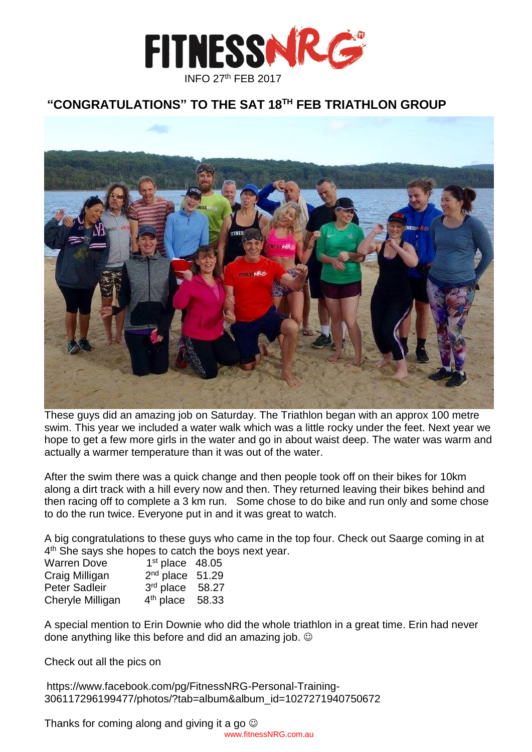# FITNESSNRG

INFO 27th FEB 2017

## "CONGRATULATIONS" TO THE SAT 18TH FEB TRIATHLON GROUP

These guys did an amazing job on Saturday. The Triathlon began with an approx 100 metre swim. This year we included a water walk which was a little rocky under the feet. Next year we hope to get a few more girls in the water and go in about waist deep. The water was warm and actually a warmer temperature than it was out of the water.

After the swim there was a quick change and then people took off on their bikes for 10km along a dirt track with a hill every now and then. They returned leaving their bikes behind and then racing off to complete a 3 km run. Some chose to do bike and run only and some chose to do the run twice. Everyone put in and it was great to watch.

A big congratulations to these guys who came in the top four. Check out Saarge coming in at 4th She says she hopes to catch the boys next year.

| | | |
|---|---|---|
| Warren Dove | 1st place | 48.05 |
| Craig Milligan | 2nd place | 51.29 |
| Peter Sadleir | 3rd place | 58.27 |
| Cheryle Milligan | 4th place | 58.33 |

A special mention to Erin Downie who did the whole triathlon in a great time. Erin had never done anything like this before and did an amazing job. ☺

Check out all the pics on

https://www.facebook.com/pg/FitnessNRG-Personal-Training-306117296199477/photos/?tab=album&album_id=1027271940750672

Thanks for coming along and giving it a go ☺

www.fitnessNRG.com.au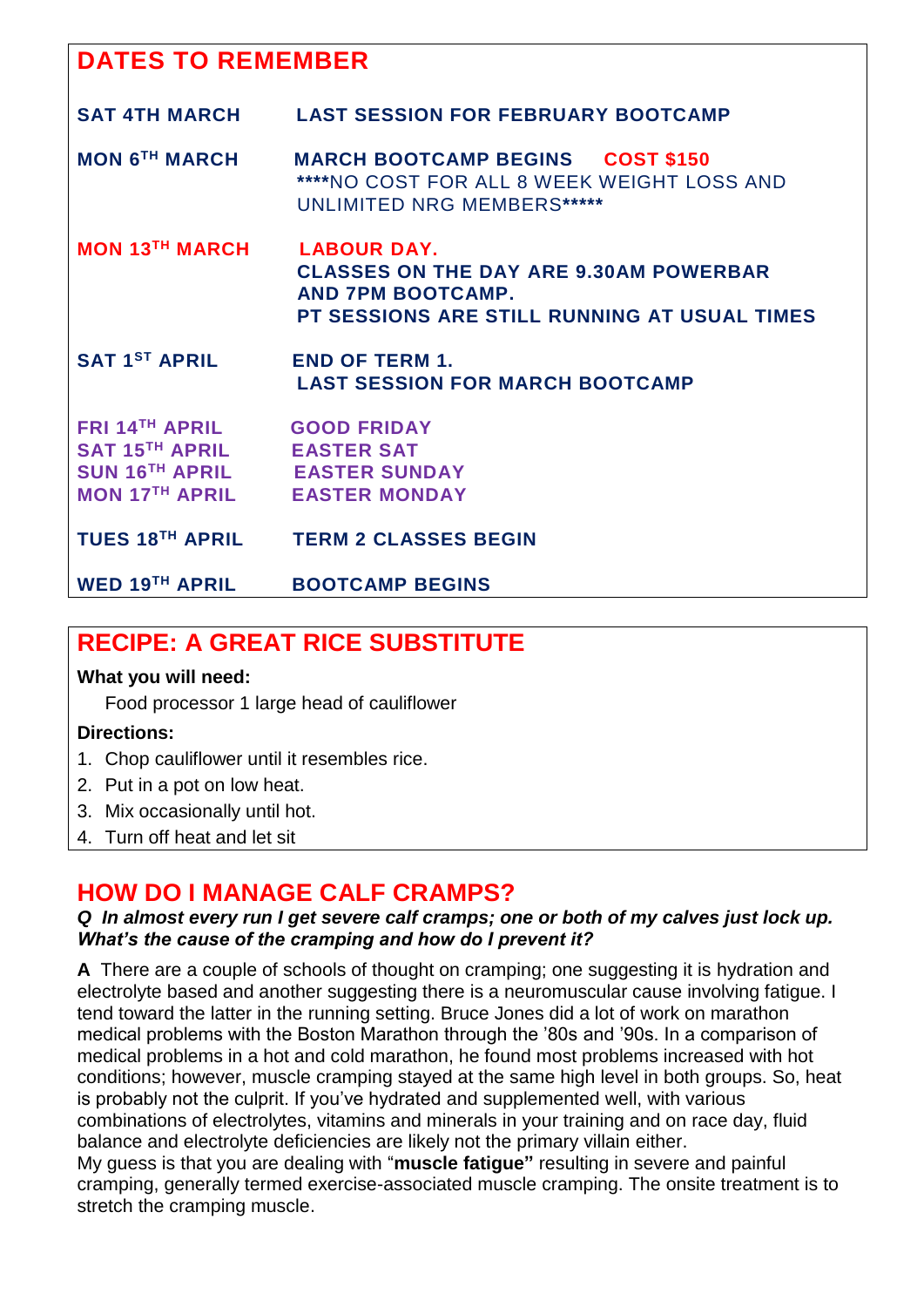## DATES TO REMEMBER

| | |
|---|---|
| **SAT 4TH MARCH** | **LAST SESSION FOR FEBRUARY BOOTCAMP** |
| **MON 6TH MARCH** | **MARCH BOOTCAMP BEGINS COST $150**<br>**\*\*\*\***NO COST FOR ALL 8 WEEK WEIGHT LOSS AND UNLIMITED NRG MEMBERS**\*\*\*\*\*** |
| **MON 13TH MARCH** | **LABOUR DAY.**<br>**CLASSES ON THE DAY ARE 9.30AM POWERBAR AND 7PM BOOTCAMP.**<br>**PT SESSIONS ARE STILL RUNNING AT USUAL TIMES** |
| **SAT 1ST APRIL** | **END OF TERM 1.**<br>**LAST SESSION FOR MARCH BOOTCAMP** |
| **FRI 14TH APRIL** | **GOOD FRIDAY** |
| **SAT 15TH APRIL** | **EASTER SAT** |
| **SUN 16TH APRIL** | **EASTER SUNDAY** |
| **MON 17TH APRIL** | **EASTER MONDAY** |
| **TUES 18TH APRIL** | **TERM 2 CLASSES BEGIN** |
| **WED 19TH APRIL** | **BOOTCAMP BEGINS** |

## RECIPE: A GREAT RICE SUBSTITUTE

**What you will need:**

Food processor 1 large head of cauliflower

**Directions:**

1. Chop cauliflower until it resembles rice.
2. Put in a pot on low heat.
3. Mix occasionally until hot.
4. Turn off heat and let sit

## HOW DO I MANAGE CALF CRAMPS?

***Q In almost every run I get severe calf cramps; one or both of my calves just lock up. What's the cause of the cramping and how do I prevent it?***

**A** There are a couple of schools of thought on cramping; one suggesting it is hydration and electrolyte based and another suggesting there is a neuromuscular cause involving fatigue. I tend toward the latter in the running setting. Bruce Jones did a lot of work on marathon medical problems with the Boston Marathon through the '80s and '90s. In a comparison of medical problems in a hot and cold marathon, he found most problems increased with hot conditions; however, muscle cramping stayed at the same high level in both groups. So, heat is probably not the culprit. If you've hydrated and supplemented well, with various combinations of electrolytes, vitamins and minerals in your training and on race day, fluid balance and electrolyte deficiencies are likely not the primary villain either.
My guess is that you are dealing with "**muscle fatigue"** resulting in severe and painful cramping, generally termed exercise-associated muscle cramping. The onsite treatment is to stretch the cramping muscle.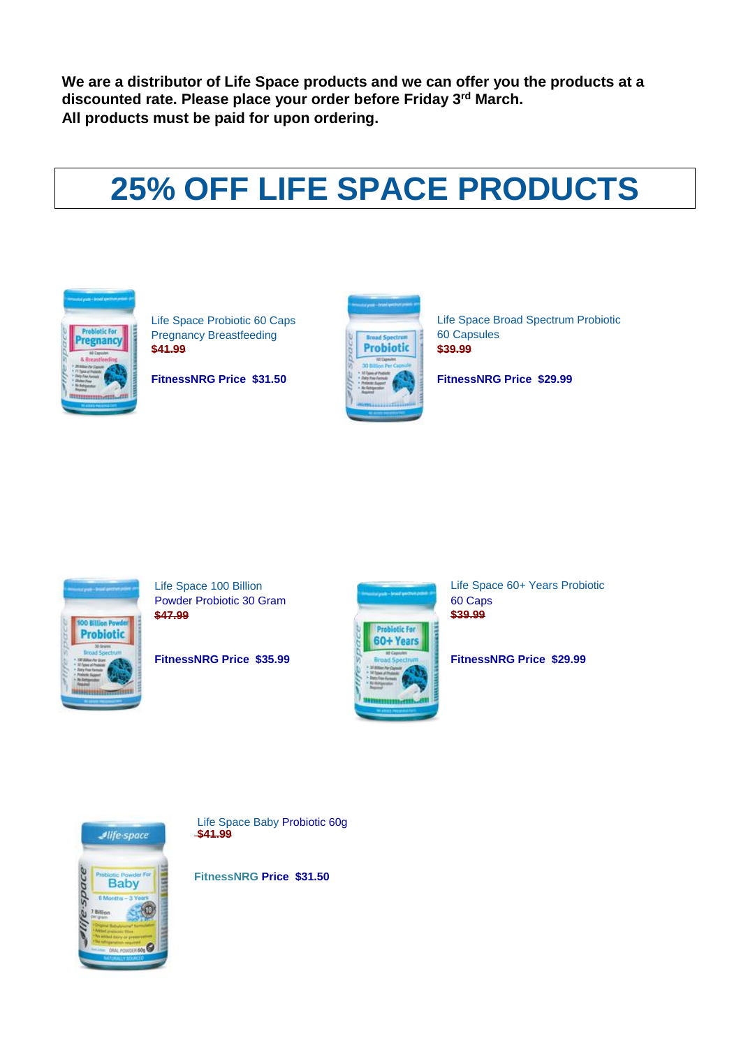**We are a distributor of Life Space products and we can offer you the products at a discounted rate. Please place your order before Friday 3rd March.**
**All products must be paid for upon ordering.**

# 25% OFF LIFE SPACE PRODUCTS

Life Space Probiotic 60 Caps Pregnancy Breastfeeding
~~$41.99~~

**FitnessNRG Price $31.50**

Life Space Broad Spectrum Probiotic 60 Capsules
~~$39.99~~

**FitnessNRG Price $29.99**

Life Space 100 Billion Powder Probiotic 30 Gram
~~$47.99~~

**FitnessNRG Price $35.99**

Life Space 60+ Years Probiotic 60 Caps
~~$39.99~~

**FitnessNRG Price $29.99**

Life Space Baby Probiotic 60g
~~$41.99~~

**FitnessNRG Price $31.50**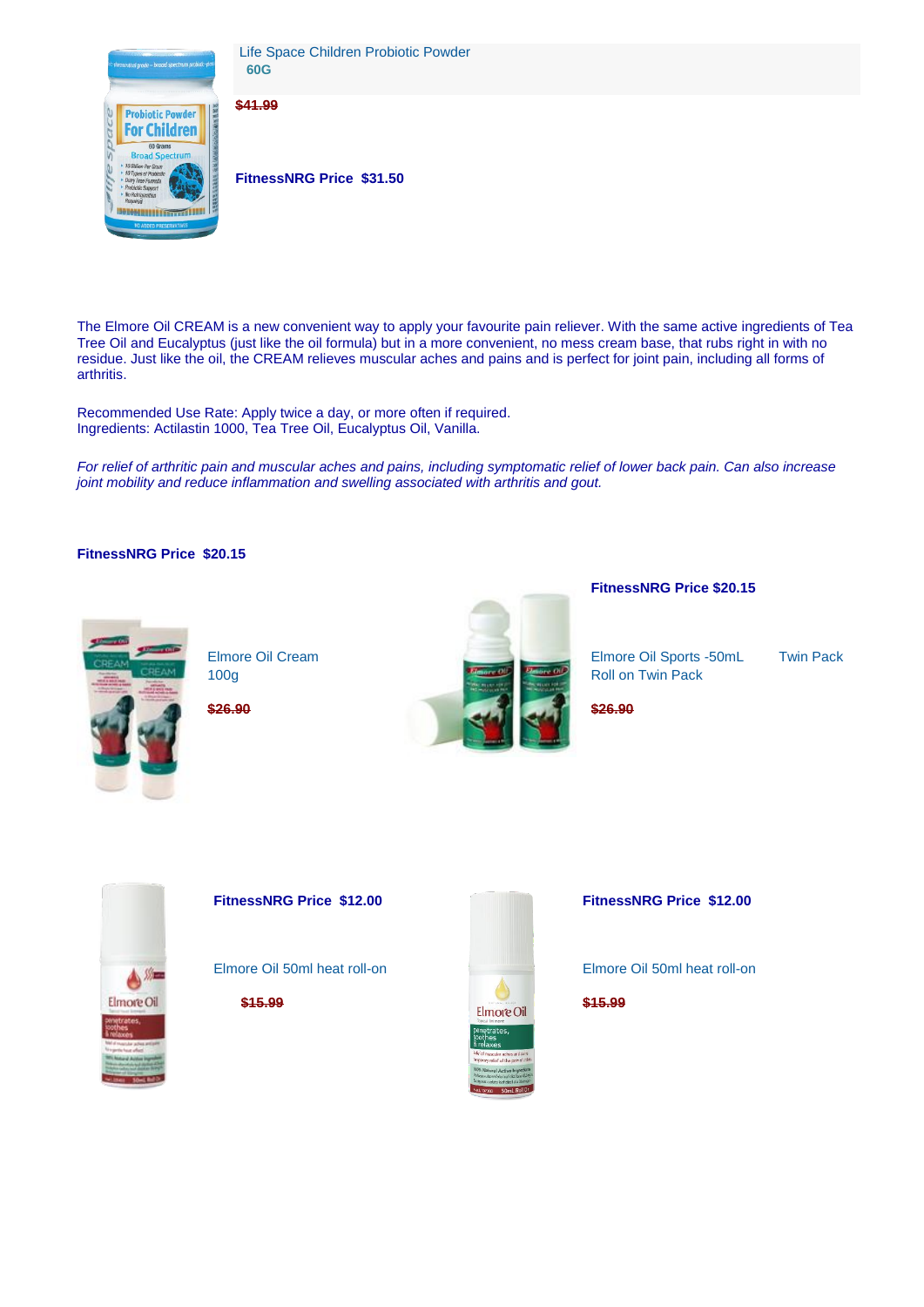Life Space Children Probiotic Powder
60G

~~$41.99~~

**FitnessNRG Price $31.50**

The Elmore Oil CREAM is a new convenient way to apply your favourite pain reliever. With the same active ingredients of Tea Tree Oil and Eucalyptus (just like the oil formula) but in a more convenient, no mess cream base, that rubs right in with no residue. Just like the oil, the CREAM relieves muscular aches and pains and is perfect for joint pain, including all forms of arthritis.

Recommended Use Rate: Apply twice a day, or more often if required.
Ingredients: Actilastin 1000, Tea Tree Oil, Eucalyptus Oil, Vanilla.

*For relief of arthritic pain and muscular aches and pains, including symptomatic relief of lower back pain. Can also increase joint mobility and reduce inflammation and swelling associated with arthritis and gout.*

**FitnessNRG Price $20.15**

Elmore Oil Cream
100g

~~$26.90~~

**FitnessNRG Price $20.15**

Elmore Oil Sports -50mL Roll on Twin Pack Twin Pack

~~$26.90~~

**FitnessNRG Price $12.00**

Elmore Oil 50ml heat roll-on

~~$15.99~~

**FitnessNRG Price $12.00**

Elmore Oil 50ml heat roll-on

~~$15.99~~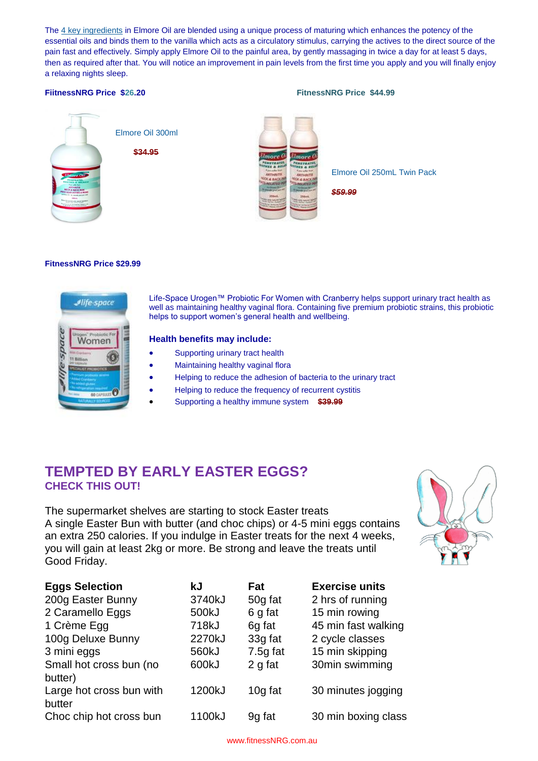The [4 key ingredients](#) in Elmore Oil are blended using a unique process of maturing which enhances the potency of the essential oils and binds them to the vanilla which acts as a circulatory stimulus, carrying the actives to the direct source of the pain fast and effectively. Simply apply Elmore Oil to the painful area, by gently massaging in twice a day for at least 5 days, then as required after that. You will notice an improvement in pain levels from the first time you apply and you will finally enjoy a relaxing nights sleep.

**FiitnessNRG Price $26.20**

Elmore Oil 300ml

~~$34.95~~

**FitnessNRG Price $44.99**

Elmore Oil 250mL Twin Pack

~~$59.99~~

**FitnessNRG Price $29.99**

Life-Space Urogen™ Probiotic For Women with Cranberry helps support urinary tract health as well as maintaining healthy vaginal flora. Containing five premium probiotic strains, this probiotic helps to support women's general health and wellbeing.

**Health benefits may include:**

- Supporting urinary tract health
- Maintaining healthy vaginal flora
- Helping to reduce the adhesion of bacteria to the urinary tract
- Helping to reduce the frequency of recurrent cystitis
- Supporting a healthy immune system ~~$39.99~~

## TEMPTED BY EARLY EASTER EGGS?

### CHECK THIS OUT!

The supermarket shelves are starting to stock Easter treats
A single Easter Bun with butter (and choc chips) or 4-5 mini eggs contains an extra 250 calories. If you indulge in Easter treats for the next 4 weeks, you will gain at least 2kg or more. Be strong and leave the treats until Good Friday.

| Eggs Selection | kJ | Fat | Exercise units |
|---|---|---|---|
| 200g Easter Bunny | 3740kJ | 50g fat | 2 hrs of running |
| 2 Caramello Eggs | 500kJ | 6 g fat | 15 min rowing |
| 1 Crème Egg | 718kJ | 6g fat | 45 min fast walking |
| 100g Deluxe Bunny | 2270kJ | 33g fat | 2 cycle classes |
| 3 mini eggs | 560kJ | 7.5g fat | 15 min skipping |
| Small hot cross bun (no butter) | 600kJ | 2 g fat | 30min swimming |
| Large hot cross bun with butter | 1200kJ | 10g fat | 30 minutes jogging |
| Choc chip hot cross bun | 1100kJ | 9g fat | 30 min boxing class |

www.fitnessNRG.com.au